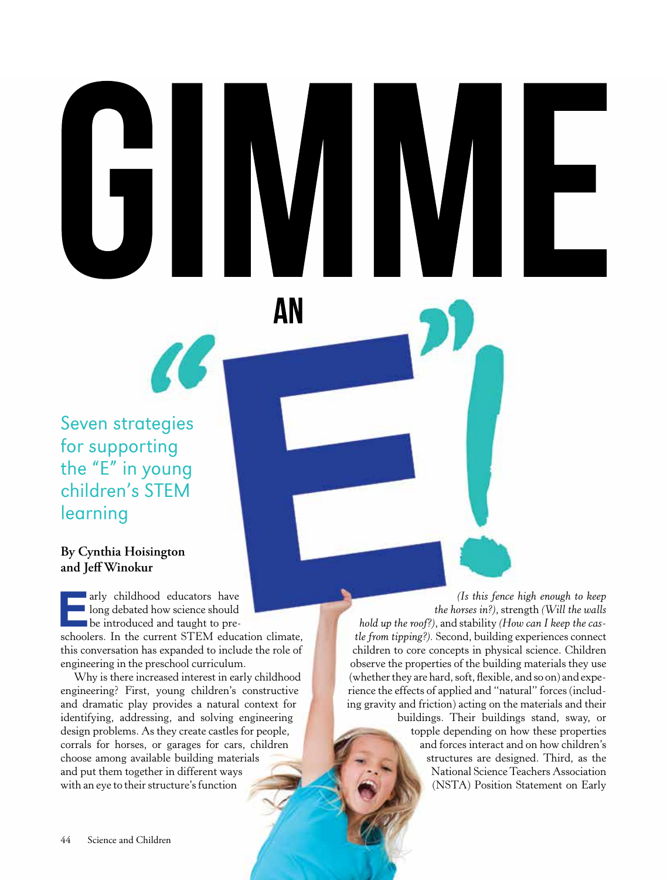# GIMME AN "E"!

Seven strategies for supporting the "E" in young children's STEM learning

**By Cynthia Hoisington and Jeff Winokur**

Early childhood educators have long debated how science should be introduced and taught to preschoolers. In the current STEM education climate, this conversation has expanded to include the role of engineering in the preschool curriculum.

Why is there increased interest in early childhood engineering? First, young children's constructive and dramatic play provides a natural context for identifying, addressing, and solving engineering design problems. As they create castles for people, corrals for horses, or garages for cars, children choose among available building materials and put them together in different ways with an eye to their structure's function *(Is this fence high enough to keep the horses in?)*, strength *(Will the walls hold up the roof?)*, and stability *(How can I keep the castle from tipping?)*. Second, building experiences connect children to core concepts in physical science. Children observe the properties of the building materials they use (whether they are hard, soft, flexible, and so on) and experience the effects of applied and "natural" forces (including gravity and friction) acting on the materials and their buildings. Their buildings stand, sway, or topple depending on how these properties and forces interact and on how children's structures are designed. Third, as the National Science Teachers Association (NSTA) Position Statement on Early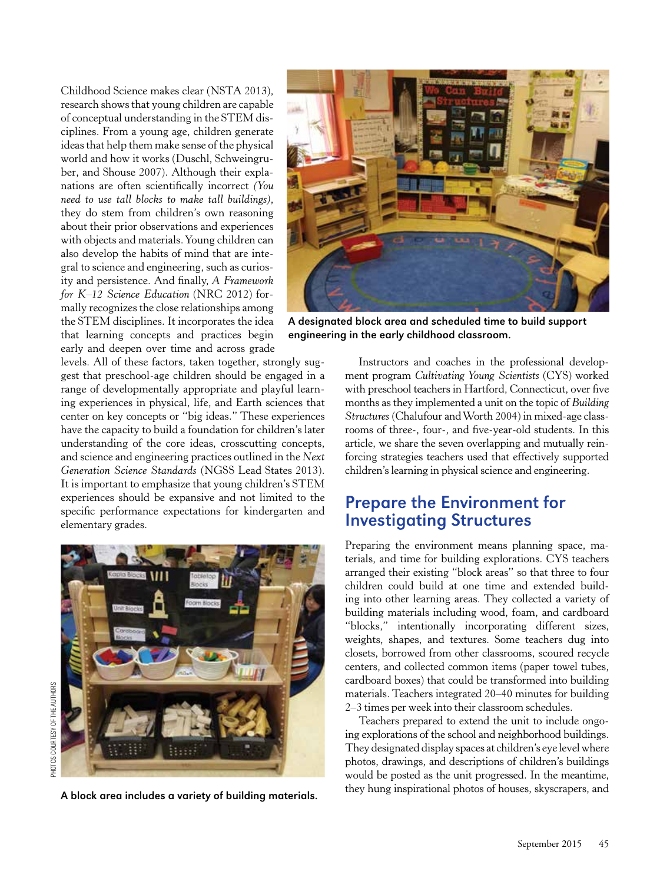Childhood Science makes clear (NSTA 2013), research shows that young children are capable of conceptual understanding in the STEM disciplines. From a young age, children generate ideas that help them make sense of the physical world and how it works (Duschl, Schweingruber, and Shouse 2007). Although their explanations are often scientifically incorrect *(You need to use tall blocks to make tall buildings)*, they do stem from children's own reasoning about their prior observations and experiences with objects and materials. Young children can also develop the habits of mind that are integral to science and engineering, such as curiosity and persistence. And finally, *A Framework for K–12 Science Education* (NRC 2012) formally recognizes the close relationships among the STEM disciplines. It incorporates the idea that learning concepts and practices begin early and deepen over time and across grade levels. All of these factors, taken together, strongly suggest that preschool-age children should be engaged in a range of developmentally appropriate and playful learning experiences in physical, life, and Earth sciences that center on key concepts or "big ideas." These experiences have the capacity to build a foundation for children's later understanding of the core ideas, crosscutting concepts, and science and engineering practices outlined in the *Next Generation Science Standards* (NGSS Lead States 2013). It is important to emphasize that young children's STEM experiences should be expansive and not limited to the specific performance expectations for kindergarten and elementary grades.

PHOTOS COURTESY OF THE AUTHORS

A block area includes a variety of building materials.

A designated block area and scheduled time to build support engineering in the early childhood classroom.

Instructors and coaches in the professional development program *Cultivating Young Scientists* (CYS) worked with preschool teachers in Hartford, Connecticut, over five months as they implemented a unit on the topic of *Building Structures* (Chalufour and Worth 2004) in mixed-age classrooms of three-, four-, and five-year-old students. In this article, we share the seven overlapping and mutually reinforcing strategies teachers used that effectively supported children's learning in physical science and engineering.

## Prepare the Environment for Investigating Structures

Preparing the environment means planning space, materials, and time for building explorations. CYS teachers arranged their existing "block areas" so that three to four children could build at one time and extended building into other learning areas. They collected a variety of building materials including wood, foam, and cardboard "blocks," intentionally incorporating different sizes, weights, shapes, and textures. Some teachers dug into closets, borrowed from other classrooms, scoured recycle centers, and collected common items (paper towel tubes, cardboard boxes) that could be transformed into building materials. Teachers integrated 20–40 minutes for building 2–3 times per week into their classroom schedules.

Teachers prepared to extend the unit to include ongoing explorations of the school and neighborhood buildings. They designated display spaces at children's eye level where photos, drawings, and descriptions of children's buildings would be posted as the unit progressed. In the meantime, they hung inspirational photos of houses, skyscrapers, and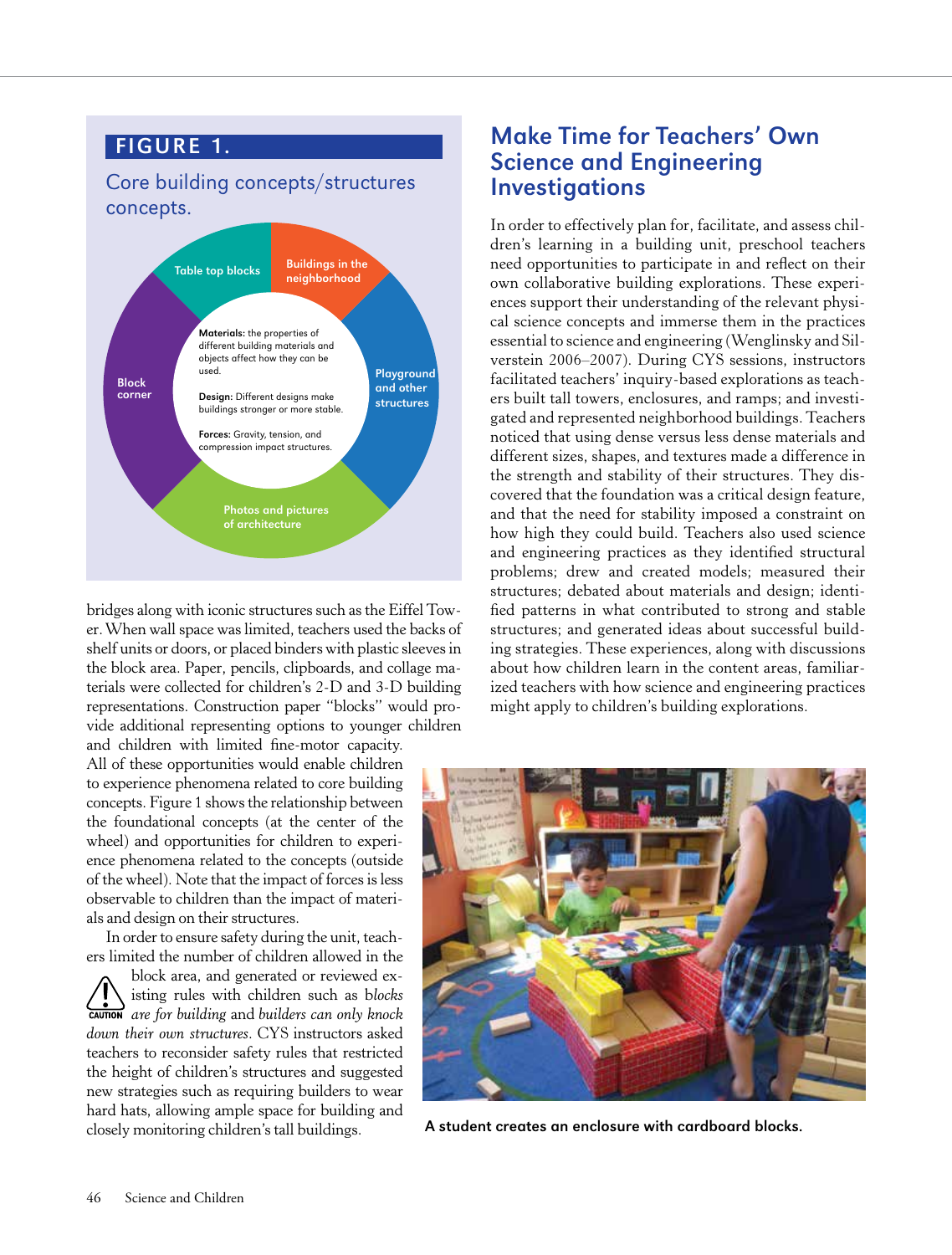## FIGURE 1.

Core building concepts/structures concepts.

Table top blocks

Buildings in the neighborhood

Playground and other structures

Photos and pictures of architecture

Block corner

**Materials:** the properties of different building materials and objects affect how they can be used.

**Design:** Different designs make buildings stronger or more stable.

**Forces:** Gravity, tension, and compression impact structures.

bridges along with iconic structures such as the Eiffel Tower. When wall space was limited, teachers used the backs of shelf units or doors, or placed binders with plastic sleeves in the block area. Paper, pencils, clipboards, and collage materials were collected for children's 2-D and 3-D building representations. Construction paper "blocks" would provide additional representing options to younger children and children with limited fine-motor capacity. All of these opportunities would enable children to experience phenomena related to core building concepts. Figure 1 shows the relationship between the foundational concepts (at the center of the wheel) and opportunities for children to experience phenomena related to the concepts (outside of the wheel). Note that the impact of forces is less observable to children than the impact of materials and design on their structures.

In order to ensure safety during the unit, teachers limited the number of children allowed in the block area, and generated or reviewed existing rules with children such as *blocks are for building* and *builders can only knock down their own structures*. CYS instructors asked teachers to reconsider safety rules that restricted the height of children's structures and suggested new strategies such as requiring builders to wear hard hats, allowing ample space for building and closely monitoring children's tall buildings.

## Make Time for Teachers' Own Science and Engineering Investigations

In order to effectively plan for, facilitate, and assess children's learning in a building unit, preschool teachers need opportunities to participate in and reflect on their own collaborative building explorations. These experiences support their understanding of the relevant physical science concepts and immerse them in the practices essential to science and engineering (Wenglinsky and Silverstein 2006–2007). During CYS sessions, instructors facilitated teachers' inquiry-based explorations as teachers built tall towers, enclosures, and ramps; and investigated and represented neighborhood buildings. Teachers noticed that using dense versus less dense materials and different sizes, shapes, and textures made a difference in the strength and stability of their structures. They discovered that the foundation was a critical design feature, and that the need for stability imposed a constraint on how high they could build. Teachers also used science and engineering practices as they identified structural problems; drew and created models; measured their structures; debated about materials and design; identified patterns in what contributed to strong and stable structures; and generated ideas about successful building strategies. These experiences, along with discussions about how children learn in the content areas, familiarized teachers with how science and engineering practices might apply to children's building explorations.

**A student creates an enclosure with cardboard blocks.**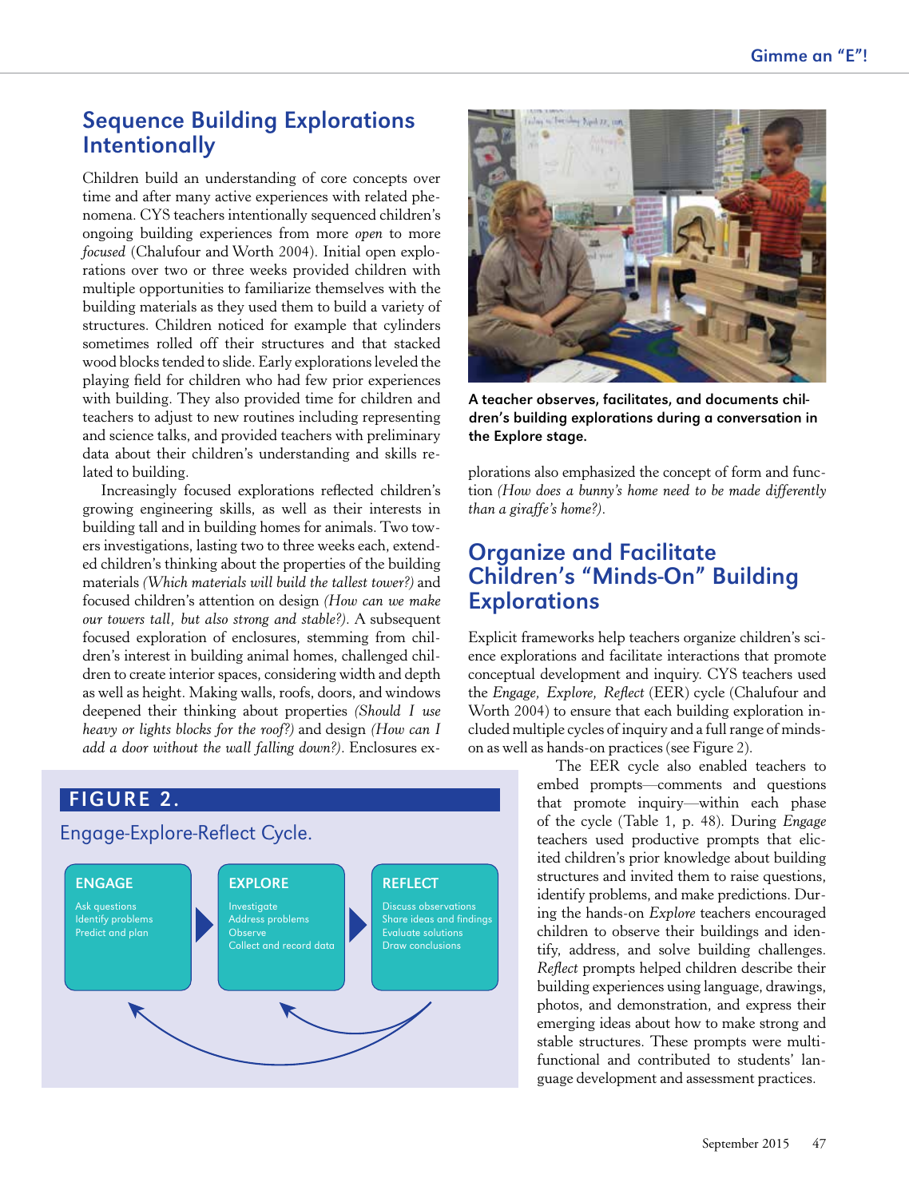## Sequence Building Explorations Intentionally

Children build an understanding of core concepts over time and after many active experiences with related phenomena. CYS teachers intentionally sequenced children's ongoing building experiences from more *open* to more *focused* (Chalufour and Worth 2004). Initial open explorations over two or three weeks provided children with multiple opportunities to familiarize themselves with the building materials as they used them to build a variety of structures. Children noticed for example that cylinders sometimes rolled off their structures and that stacked wood blocks tended to slide. Early explorations leveled the playing field for children who had few prior experiences with building. They also provided time for children and teachers to adjust to new routines including representing and science talks, and provided teachers with preliminary data about their children's understanding and skills related to building.

Increasingly focused explorations reflected children's growing engineering skills, as well as their interests in building tall and in building homes for animals. Two towers investigations, lasting two to three weeks each, extended children's thinking about the properties of the building materials *(Which materials will build the tallest tower?)* and focused children's attention on design *(How can we make our towers tall, but also strong and stable?)*. A subsequent focused exploration of enclosures, stemming from children's interest in building animal homes, challenged children to create interior spaces, considering width and depth as well as height. Making walls, roofs, doors, and windows deepened their thinking about properties *(Should I use heavy or lights blocks for the roof?)* and design *(How can I add a door without the wall falling down?)*. Enclosures explorations also emphasized the concept of form and function *(How does a bunny's home need to be made differently than a giraffe's home?)*.

A teacher observes, facilitates, and documents children's building explorations during a conversation in the Explore stage.

## Organize and Facilitate Children's "Minds-On" Building Explorations

Explicit frameworks help teachers organize children's science explorations and facilitate interactions that promote conceptual development and inquiry. CYS teachers used the *Engage, Explore, Reflect* (EER) cycle (Chalufour and Worth 2004) to ensure that each building exploration included multiple cycles of inquiry and a full range of minds-on as well as hands-on practices (see Figure 2).

The EER cycle also enabled teachers to embed prompts—comments and questions that promote inquiry—within each phase of the cycle (Table 1, p. 48). During *Engage* teachers used productive prompts that elicited children's prior knowledge about building structures and invited them to raise questions, identify problems, and make predictions. During the hands-on *Explore* teachers encouraged children to observe their buildings and identify, address, and solve building challenges. *Reflect* prompts helped children describe their building experiences using language, drawings, photos, and demonstration, and express their emerging ideas about how to make strong and stable structures. These prompts were multifunctional and contributed to students' language development and assessment practices.

**FIGURE 2.**

Engage-Explore-Reflect Cycle.

ENGAGE
Ask questions
Identify problems
Predict and plan

EXPLORE
Investigate
Address problems
Observe
Collect and record data

REFLECT
Discuss observations
Share ideas and findings
Evaluate solutions
Draw conclusions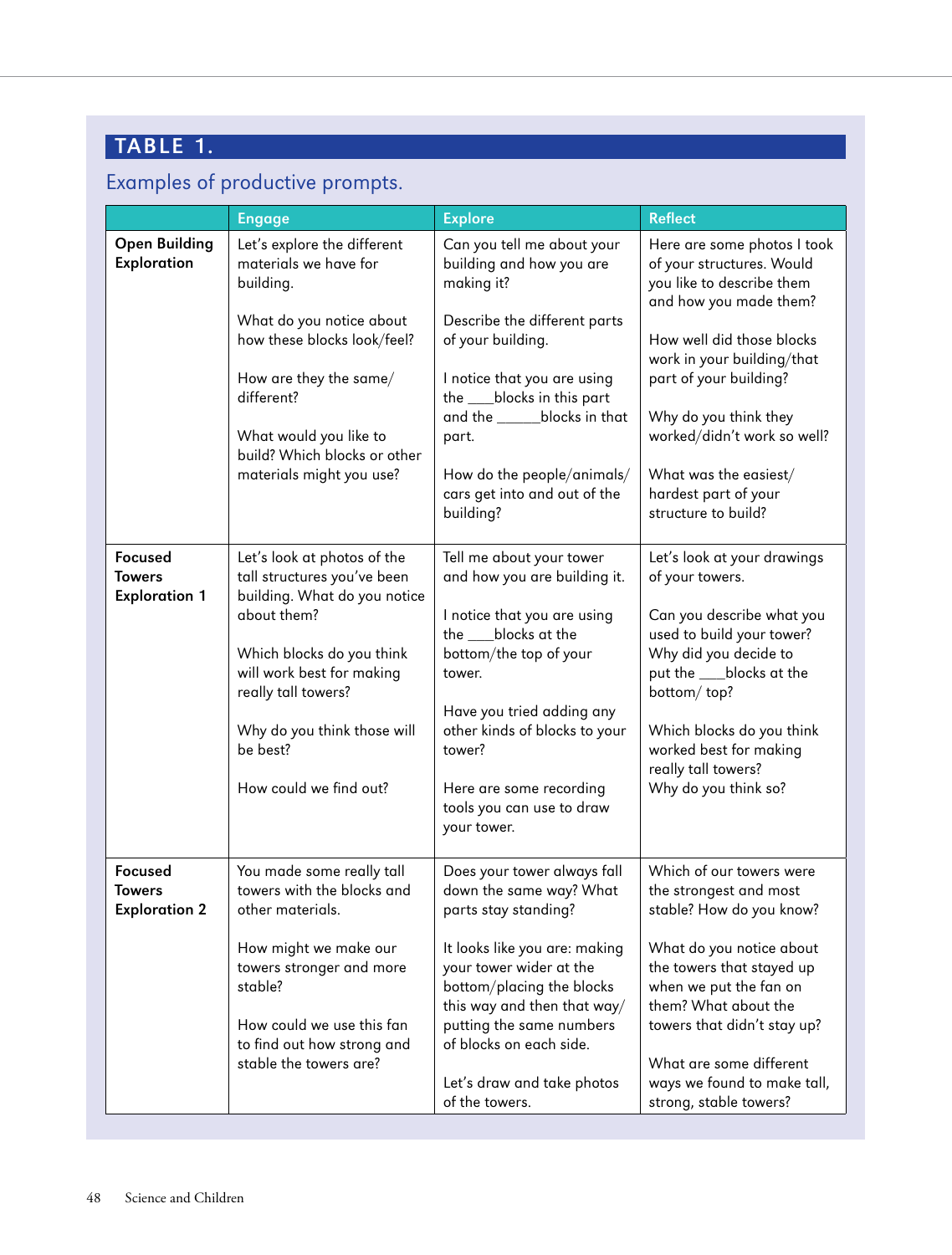## TABLE 1.

### Examples of productive prompts.

| | Engage | Explore | Reflect |
|---|---|---|---|
| **Open Building Exploration** | Let's explore the different materials we have for building.<br><br>What do you notice about how these blocks look/feel?<br><br>How are they the same/ different?<br><br>What would you like to build? Which blocks or other materials might you use? | Can you tell me about your building and how you are making it?<br><br>Describe the different parts of your building.<br><br>I notice that you are using the ___blocks in this part and the _____blocks in that part.<br><br>How do the people/animals/ cars get into and out of the building? | Here are some photos I took of your structures. Would you like to describe them and how you made them?<br><br>How well did those blocks work in your building/that part of your building?<br><br>Why do you think they worked/didn't work so well?<br><br>What was the easiest/ hardest part of your structure to build? |
| **Focused Towers Exploration 1** | Let's look at photos of the tall structures you've been building. What do you notice about them?<br><br>Which blocks do you think will work best for making really tall towers?<br><br>Why do you think those will be best?<br><br>How could we find out? | Tell me about your tower and how you are building it.<br><br>I notice that you are using the ___blocks at the bottom/the top of your tower.<br><br>Have you tried adding any other kinds of blocks to your tower?<br><br>Here are some recording tools you can use to draw your tower. | Let's look at your drawings of your towers.<br><br>Can you describe what you used to build your tower? Why did you decide to put the ___blocks at the bottom/ top?<br><br>Which blocks do you think worked best for making really tall towers?<br>Why do you think so? |
| **Focused Towers Exploration 2** | You made some really tall towers with the blocks and other materials.<br><br>How might we make our towers stronger and more stable?<br><br>How could we use this fan to find out how strong and stable the towers are? | Does your tower always fall down the same way? What parts stay standing?<br><br>It looks like you are: making your tower wider at the bottom/placing the blocks this way and then that way/ putting the same numbers of blocks on each side.<br><br>Let's draw and take photos of the towers. | Which of our towers were the strongest and most stable? How do you know?<br><br>What do you notice about the towers that stayed up when we put the fan on them? What about the towers that didn't stay up?<br><br>What are some different ways we found to make tall, strong, stable towers? |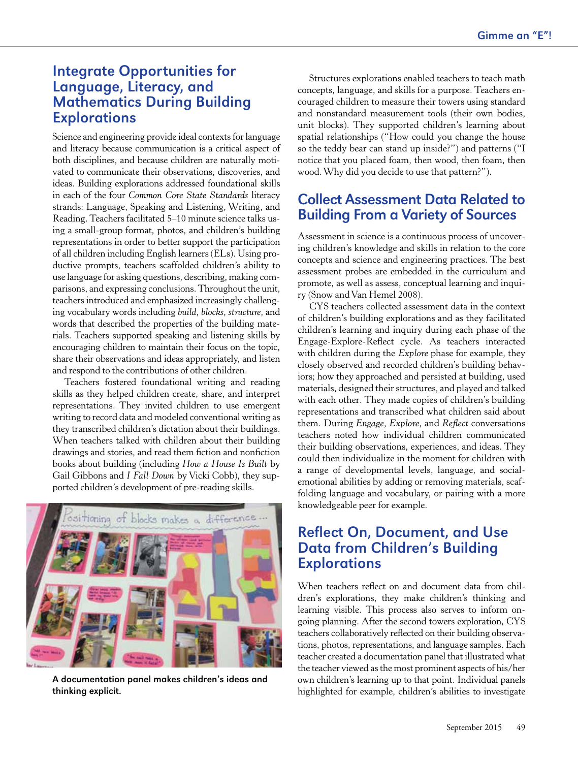## Integrate Opportunities for Language, Literacy, and Mathematics During Building Explorations

Science and engineering provide ideal contexts for language and literacy because communication is a critical aspect of both disciplines, and because children are naturally motivated to communicate their observations, discoveries, and ideas. Building explorations addressed foundational skills in each of the four *Common Core State Standards* literacy strands: Language, Speaking and Listening, Writing, and Reading. Teachers facilitated 5–10 minute science talks using a small-group format, photos, and children's building representations in order to better support the participation of all children including English learners (ELs). Using productive prompts, teachers scaffolded children's ability to use language for asking questions, describing, making comparisons, and expressing conclusions. Throughout the unit, teachers introduced and emphasized increasingly challenging vocabulary words including *build*, *blocks*, *structure*, and words that described the properties of the building materials. Teachers supported speaking and listening skills by encouraging children to maintain their focus on the topic, share their observations and ideas appropriately, and listen and respond to the contributions of other children.

Teachers fostered foundational writing and reading skills as they helped children create, share, and interpret representations. They invited children to use emergent writing to record data and modeled conventional writing as they transcribed children's dictation about their buildings. When teachers talked with children about their building drawings and stories, and read them fiction and nonfiction books about building (including *How a House Is Built* by Gail Gibbons and *I Fall Down* by Vicki Cobb), they supported children's development of pre-reading skills.

**A documentation panel makes children's ideas and thinking explicit.**

Structures explorations enabled teachers to teach math concepts, language, and skills for a purpose. Teachers encouraged children to measure their towers using standard and nonstandard measurement tools (their own bodies, unit blocks). They supported children's learning about spatial relationships ("How could you change the house so the teddy bear can stand up inside?") and patterns ("I notice that you placed foam, then wood, then foam, then wood. Why did you decide to use that pattern?").

## Collect Assessment Data Related to Building From a Variety of Sources

Assessment in science is a continuous process of uncovering children's knowledge and skills in relation to the core concepts and science and engineering practices. The best assessment probes are embedded in the curriculum and promote, as well as assess, conceptual learning and inquiry (Snow and Van Hemel 2008).

CYS teachers collected assessment data in the context of children's building explorations and as they facilitated children's learning and inquiry during each phase of the Engage-Explore-Reflect cycle. As teachers interacted with children during the *Explore* phase for example, they closely observed and recorded children's building behaviors; how they approached and persisted at building, used materials, designed their structures, and played and talked with each other. They made copies of children's building representations and transcribed what children said about them. During *Engage*, *Explore*, and *Reflect* conversations teachers noted how individual children communicated their building observations, experiences, and ideas. They could then individualize in the moment for children with a range of developmental levels, language, and social-emotional abilities by adding or removing materials, scaffolding language and vocabulary, or pairing with a more knowledgeable peer for example.

## Reflect On, Document, and Use Data from Children's Building Explorations

When teachers reflect on and document data from children's explorations, they make children's thinking and learning visible. This process also serves to inform ongoing planning. After the second towers exploration, CYS teachers collaboratively reflected on their building observations, photos, representations, and language samples. Each teacher created a documentation panel that illustrated what the teacher viewed as the most prominent aspects of his/her own children's learning up to that point. Individual panels highlighted for example, children's abilities to investigate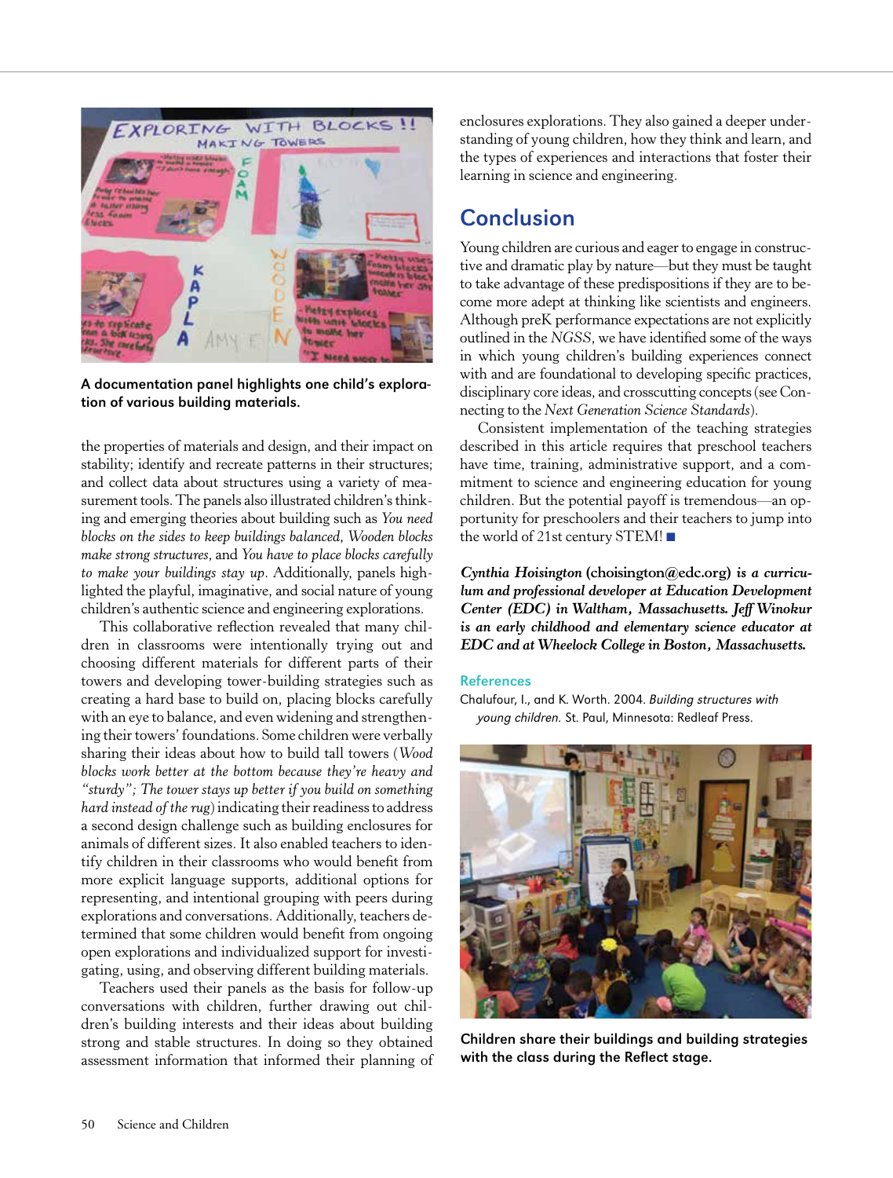A documentation panel highlights one child's exploration of various building materials.

the properties of materials and design, and their impact on stability; identify and recreate patterns in their structures; and collect data about structures using a variety of measurement tools. The panels also illustrated children's thinking and emerging theories about building such as *You need blocks on the sides to keep buildings balanced*, *Wooden blocks make strong structures*, and *You have to place blocks carefully to make your buildings stay up*. Additionally, panels highlighted the playful, imaginative, and social nature of young children's authentic science and engineering explorations.

This collaborative reflection revealed that many children in classrooms were intentionally trying out and choosing different materials for different parts of their towers and developing tower-building strategies such as creating a hard base to build on, placing blocks carefully with an eye to balance, and even widening and strengthening their towers' foundations. Some children were verbally sharing their ideas about how to build tall towers (*Wood blocks work better at the bottom because they're heavy and "sturdy"; The tower stays up better if you build on something hard instead of the rug*) indicating their readiness to address a second design challenge such as building enclosures for animals of different sizes. It also enabled teachers to identify children in their classrooms who would benefit from more explicit language supports, additional options for representing, and intentional grouping with peers during explorations and conversations. Additionally, teachers determined that some children would benefit from ongoing open explorations and individualized support for investigating, using, and observing different building materials.

Teachers used their panels as the basis for follow-up conversations with children, further drawing out children's building interests and their ideas about building strong and stable structures. In doing so they obtained assessment information that informed their planning of enclosures explorations. They also gained a deeper understanding of young children, how they think and learn, and the types of experiences and interactions that foster their learning in science and engineering.

## Conclusion

Young children are curious and eager to engage in constructive and dramatic play by nature—but they must be taught to take advantage of these predispositions if they are to become more adept at thinking like scientists and engineers. Although preK performance expectations are not explicitly outlined in the *NGSS*, we have identified some of the ways in which young children's building experiences connect with and are foundational to developing specific practices, disciplinary core ideas, and crosscutting concepts (see Connecting to the *Next Generation Science Standards*).

Consistent implementation of the teaching strategies described in this article requires that preschool teachers have time, training, administrative support, and a commitment to science and engineering education for young children. But the potential payoff is tremendous—an opportunity for preschoolers and their teachers to jump into the world of 21st century STEM! ■

***Cynthia Hoisington* (choisington@edc.org) *is a curriculum and professional developer at Education Development Center (EDC) in Waltham, Massachusetts. Jeff Winokur is an early childhood and elementary science educator at EDC and at Wheelock College in Boston, Massachusetts.***

### References

Chalufour, I., and K. Worth. 2004. *Building structures with young children.* St. Paul, Minnesota: Redleaf Press.

Children share their buildings and building strategies with the class during the Reflect stage.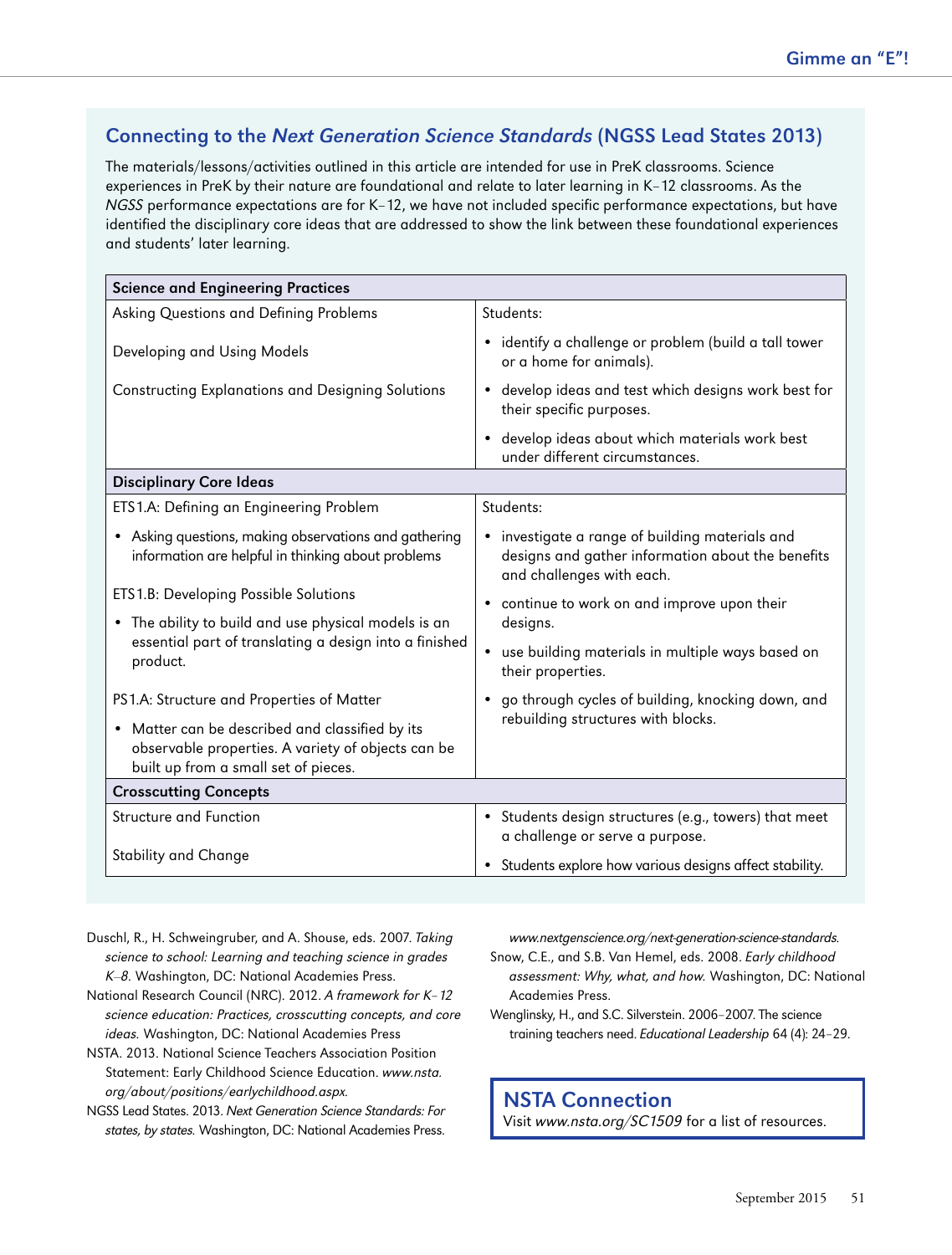## Connecting to the *Next Generation Science Standards* (NGSS Lead States 2013)

The materials/lessons/activities outlined in this article are intended for use in PreK classrooms. Science experiences in PreK by their nature are foundational and relate to later learning in K–12 classrooms. As the *NGSS* performance expectations are for K–12, we have not included specific performance expectations, but have identified the disciplinary core ideas that are addressed to show the link between these foundational experiences and students' later learning.

| | |
|---|---|
| **Science and Engineering Practices** | |
| Asking Questions and Defining Problems<br><br>Developing and Using Models<br><br>Constructing Explanations and Designing Solutions | Students:<br>• identify a challenge or problem (build a tall tower or a home for animals).<br>• develop ideas and test which designs work best for their specific purposes.<br>• develop ideas about which materials work best under different circumstances. |
| **Disciplinary Core Ideas** | |
| ETS1.A: Defining an Engineering Problem<br>• Asking questions, making observations and gathering information are helpful in thinking about problems<br><br>ETS1.B: Developing Possible Solutions<br>• The ability to build and use physical models is an essential part of translating a design into a finished product.<br><br>PS1.A: Structure and Properties of Matter<br>• Matter can be described and classified by its observable properties. A variety of objects can be built up from a small set of pieces. | Students:<br>• investigate a range of building materials and designs and gather information about the benefits and challenges with each.<br>• continue to work on and improve upon their designs.<br>• use building materials in multiple ways based on their properties.<br>• go through cycles of building, knocking down, and rebuilding structures with blocks. |
| **Crosscutting Concepts** | |
| Structure and Function<br><br>Stability and Change | • Students design structures (e.g., towers) that meet a challenge or serve a purpose.<br>• Students explore how various designs affect stability. |

Duschl, R., H. Schweingruber, and A. Shouse, eds. 2007. *Taking science to school: Learning and teaching science in grades K–8.* Washington, DC: National Academies Press.

National Research Council (NRC). 2012. *A framework for K–12 science education: Practices, crosscutting concepts, and core ideas.* Washington, DC: National Academies Press

NSTA. 2013. National Science Teachers Association Position Statement: Early Childhood Science Education. *www.nsta.org/about/positions/earlychildhood.aspx.*

NGSS Lead States. 2013. *Next Generation Science Standards: For states, by states.* Washington, DC: National Academies Press. *www.nextgenscience.org/next-generation-science-standards.*

Snow, C.E., and S.B. Van Hemel, eds. 2008. *Early childhood assessment: Why, what, and how.* Washington, DC: National Academies Press.

Wenglinsky, H., and S.C. Silverstein. 2006–2007. The science training teachers need. *Educational Leadership* 64 (4): 24–29.

### NSTA Connection

Visit *www.nsta.org/SC1509* for a list of resources.